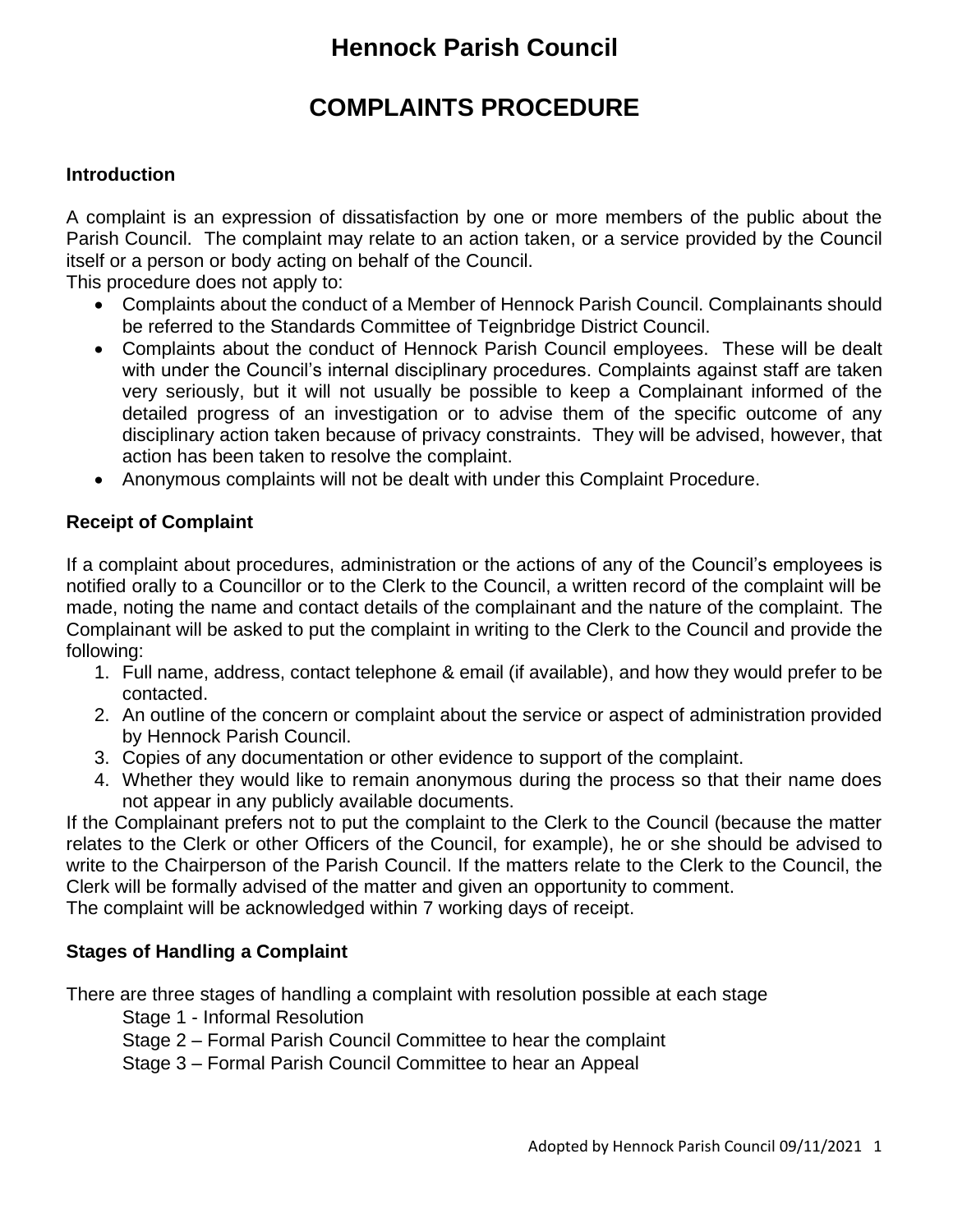# Hennock Parish Council

# COMPLAINTS PROCEDURE

### Introduction

A complaint is an expression of dissatisfaction by one or more members of the public about the Parish Council. The complaint may relate to an action taken, or a service provided by the Council itself or a person or body acting on behalf of the Council.

This procedure does not apply to:

- Complaints about the conduct of a Member of Hennock Parish Council. Complainants should be referred to the Standards Committee of Teignbridge District Council.
- Complaints about the conduct of Hennock Parish Council employees. These will be dealt with under the Council's internal disciplinary procedures. Complaints against staff are taken very seriously, but it will not usually be possible to keep a Complainant informed of the detailed progress of an investigation or to advise them of the specific outcome of any disciplinary action taken because of privacy constraints. They will be advised, however, that action has been taken to resolve the complaint.
- Anonymous complaints will not be dealt with under this Complaint Procedure.

### Receipt of Complaint

If a complaint about procedures, administration or the actions of any of the Council's employees is notified orally to a Councillor or to the Clerk to the Council, a written record of the complaint will be made, noting the name and contact details of the complainant and the nature of the complaint. The Complainant will be asked to put the complaint in writing to the Clerk to the Council and provide the following:

1. Full name, address, contact telephone & email (if available), and how they would prefer to be contacted.
2. An outline of the concern or complaint about the service or aspect of administration provided by Hennock Parish Council.
3. Copies of any documentation or other evidence to support of the complaint.
4. Whether they would like to remain anonymous during the process so that their name does not appear in any publicly available documents.

If the Complainant prefers not to put the complaint to the Clerk to the Council (because the matter relates to the Clerk or other Officers of the Council, for example), he or she should be advised to write to the Chairperson of the Parish Council. If the matters relate to the Clerk to the Council, the Clerk will be formally advised of the matter and given an opportunity to comment.

The complaint will be acknowledged within 7 working days of receipt.

### Stages of Handling a Complaint

There are three stages of handling a complaint with resolution possible at each stage

Stage 1 - Informal Resolution

Stage 2 – Formal Parish Council Committee to hear the complaint

Stage 3 – Formal Parish Council Committee to hear an Appeal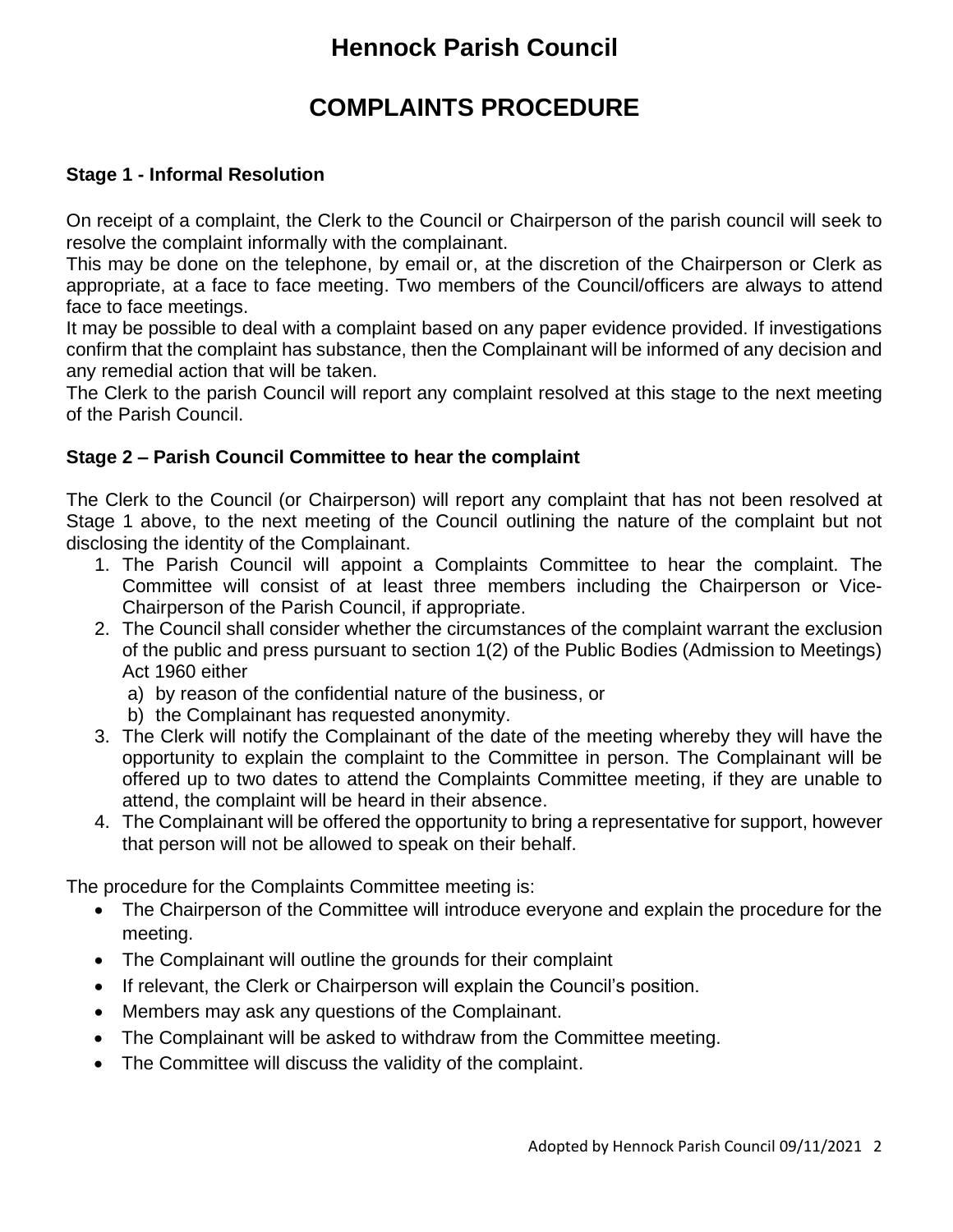# Hennock Parish Council

# COMPLAINTS PROCEDURE

### Stage 1 - Informal Resolution

On receipt of a complaint, the Clerk to the Council or Chairperson of the parish council will seek to resolve the complaint informally with the complainant.

This may be done on the telephone, by email or, at the discretion of the Chairperson or Clerk as appropriate, at a face to face meeting. Two members of the Council/officers are always to attend face to face meetings.

It may be possible to deal with a complaint based on any paper evidence provided. If investigations confirm that the complaint has substance, then the Complainant will be informed of any decision and any remedial action that will be taken.

The Clerk to the parish Council will report any complaint resolved at this stage to the next meeting of the Parish Council.

### Stage 2 – Parish Council Committee to hear the complaint

The Clerk to the Council (or Chairperson) will report any complaint that has not been resolved at Stage 1 above, to the next meeting of the Council outlining the nature of the complaint but not disclosing the identity of the Complainant.

1. The Parish Council will appoint a Complaints Committee to hear the complaint. The Committee will consist of at least three members including the Chairperson or Vice-Chairperson of the Parish Council, if appropriate.
2. The Council shall consider whether the circumstances of the complaint warrant the exclusion of the public and press pursuant to section 1(2) of the Public Bodies (Admission to Meetings) Act 1960 either
   a) by reason of the confidential nature of the business, or
   b) the Complainant has requested anonymity.
3. The Clerk will notify the Complainant of the date of the meeting whereby they will have the opportunity to explain the complaint to the Committee in person. The Complainant will be offered up to two dates to attend the Complaints Committee meeting, if they are unable to attend, the complaint will be heard in their absence.
4. The Complainant will be offered the opportunity to bring a representative for support, however that person will not be allowed to speak on their behalf.

The procedure for the Complaints Committee meeting is:

- The Chairperson of the Committee will introduce everyone and explain the procedure for the meeting.
- The Complainant will outline the grounds for their complaint
- If relevant, the Clerk or Chairperson will explain the Council's position.
- Members may ask any questions of the Complainant.
- The Complainant will be asked to withdraw from the Committee meeting.
- The Committee will discuss the validity of the complaint.

Adopted by Hennock Parish Council 09/11/2021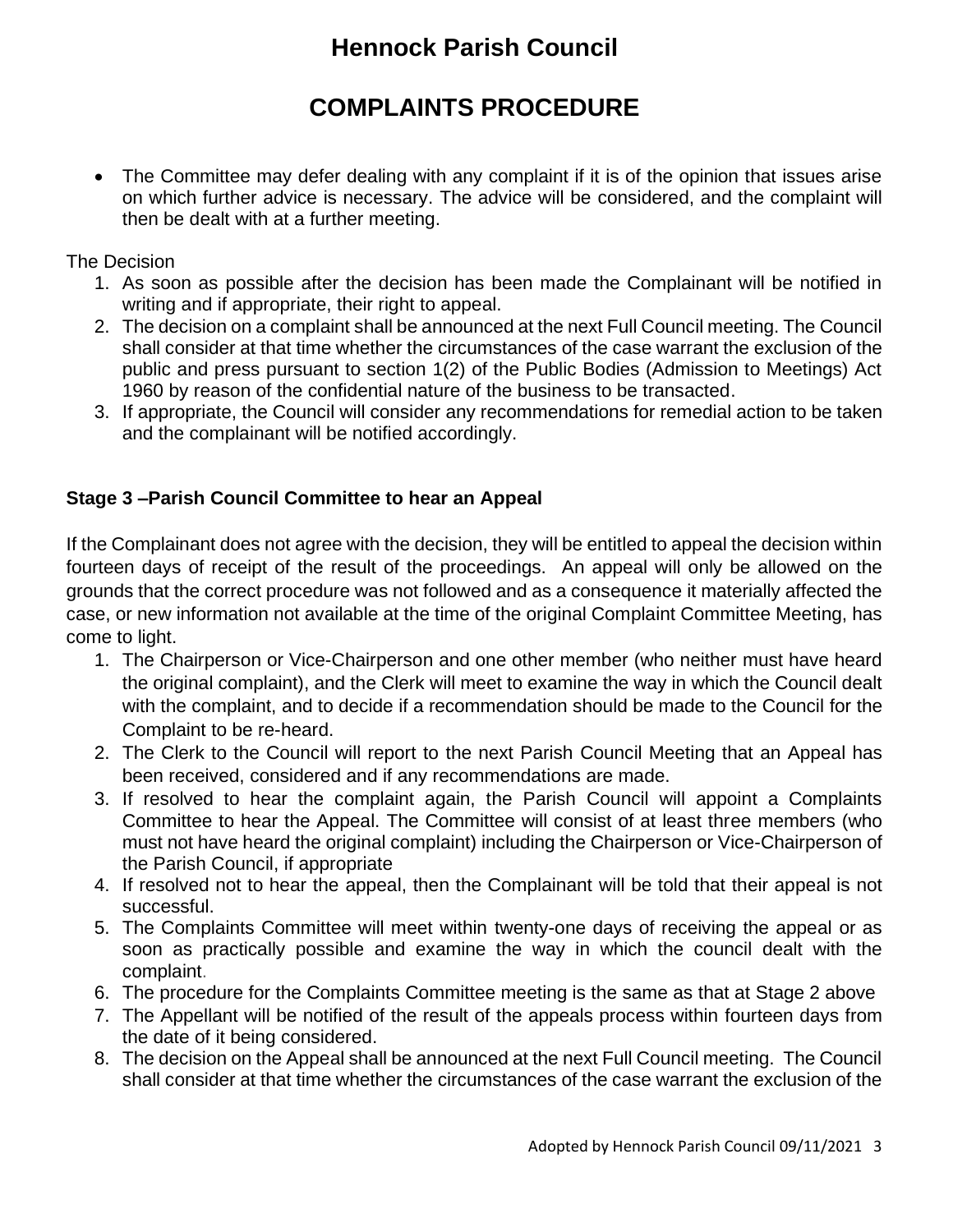- The Committee may defer dealing with any complaint if it is of the opinion that issues arise on which further advice is necessary. The advice will be considered, and the complaint will then be dealt with at a further meeting.

The Decision

1. As soon as possible after the decision has been made the Complainant will be notified in writing and if appropriate, their right to appeal.
2. The decision on a complaint shall be announced at the next Full Council meeting. The Council shall consider at that time whether the circumstances of the case warrant the exclusion of the public and press pursuant to section 1(2) of the Public Bodies (Admission to Meetings) Act 1960 by reason of the confidential nature of the business to be transacted.
3. If appropriate, the Council will consider any recommendations for remedial action to be taken and the complainant will be notified accordingly.

**Stage 3 –Parish Council Committee to hear an Appeal**

If the Complainant does not agree with the decision, they will be entitled to appeal the decision within fourteen days of receipt of the result of the proceedings. An appeal will only be allowed on the grounds that the correct procedure was not followed and as a consequence it materially affected the case, or new information not available at the time of the original Complaint Committee Meeting, has come to light.

1. The Chairperson or Vice-Chairperson and one other member (who neither must have heard the original complaint), and the Clerk will meet to examine the way in which the Council dealt with the complaint, and to decide if a recommendation should be made to the Council for the Complaint to be re-heard.
2. The Clerk to the Council will report to the next Parish Council Meeting that an Appeal has been received, considered and if any recommendations are made.
3. If resolved to hear the complaint again, the Parish Council will appoint a Complaints Committee to hear the Appeal. The Committee will consist of at least three members (who must not have heard the original complaint) including the Chairperson or Vice-Chairperson of the Parish Council, if appropriate
4. If resolved not to hear the appeal, then the Complainant will be told that their appeal is not successful.
5. The Complaints Committee will meet within twenty-one days of receiving the appeal or as soon as practically possible and examine the way in which the council dealt with the complaint.
6. The procedure for the Complaints Committee meeting is the same as that at Stage 2 above
7. The Appellant will be notified of the result of the appeals process within fourteen days from the date of it being considered.
8. The decision on the Appeal shall be announced at the next Full Council meeting. The Council shall consider at that time whether the circumstances of the case warrant the exclusion of the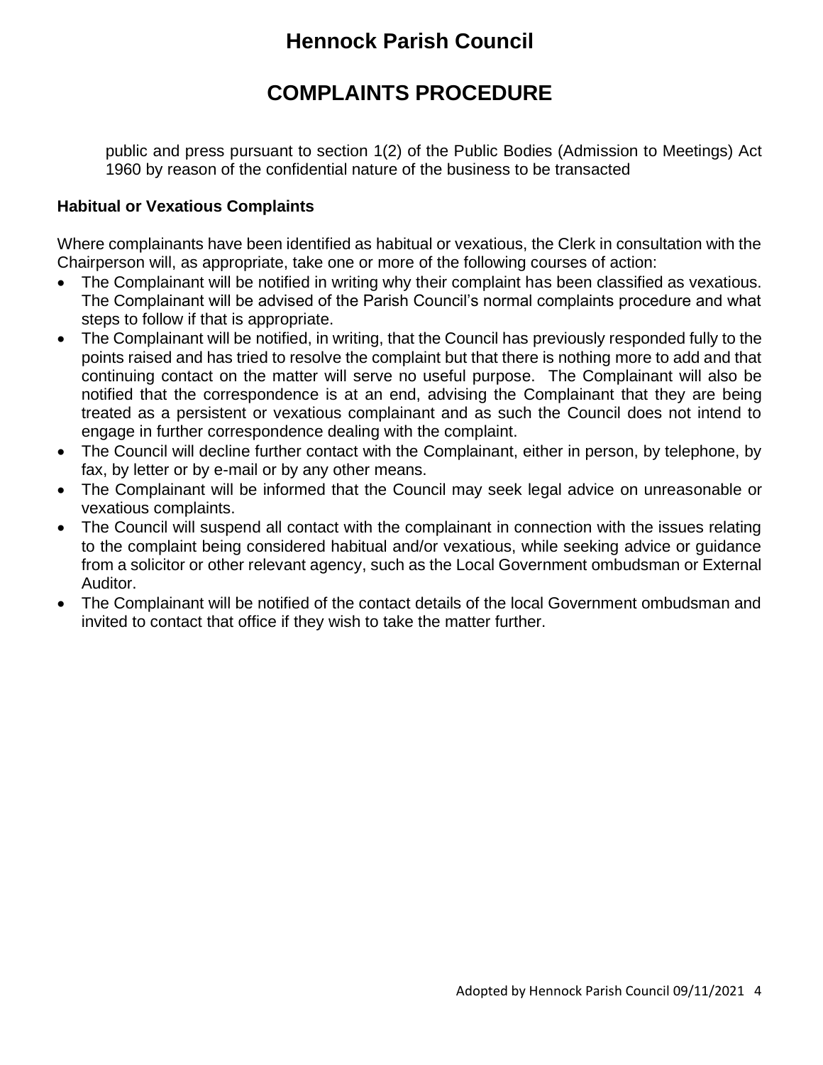public and press pursuant to section 1(2) of the Public Bodies (Admission to Meetings) Act 1960 by reason of the confidential nature of the business to be transacted

**Habitual or Vexatious Complaints**

Where complainants have been identified as habitual or vexatious, the Clerk in consultation with the Chairperson will, as appropriate, take one or more of the following courses of action:

- The Complainant will be notified in writing why their complaint has been classified as vexatious. The Complainant will be advised of the Parish Council's normal complaints procedure and what steps to follow if that is appropriate.
- The Complainant will be notified, in writing, that the Council has previously responded fully to the points raised and has tried to resolve the complaint but that there is nothing more to add and that continuing contact on the matter will serve no useful purpose. The Complainant will also be notified that the correspondence is at an end, advising the Complainant that they are being treated as a persistent or vexatious complainant and as such the Council does not intend to engage in further correspondence dealing with the complaint.
- The Council will decline further contact with the Complainant, either in person, by telephone, by fax, by letter or by e-mail or by any other means.
- The Complainant will be informed that the Council may seek legal advice on unreasonable or vexatious complaints.
- The Council will suspend all contact with the complainant in connection with the issues relating to the complaint being considered habitual and/or vexatious, while seeking advice or guidance from a solicitor or other relevant agency, such as the Local Government ombudsman or External Auditor.
- The Complainant will be notified of the contact details of the local Government ombudsman and invited to contact that office if they wish to take the matter further.